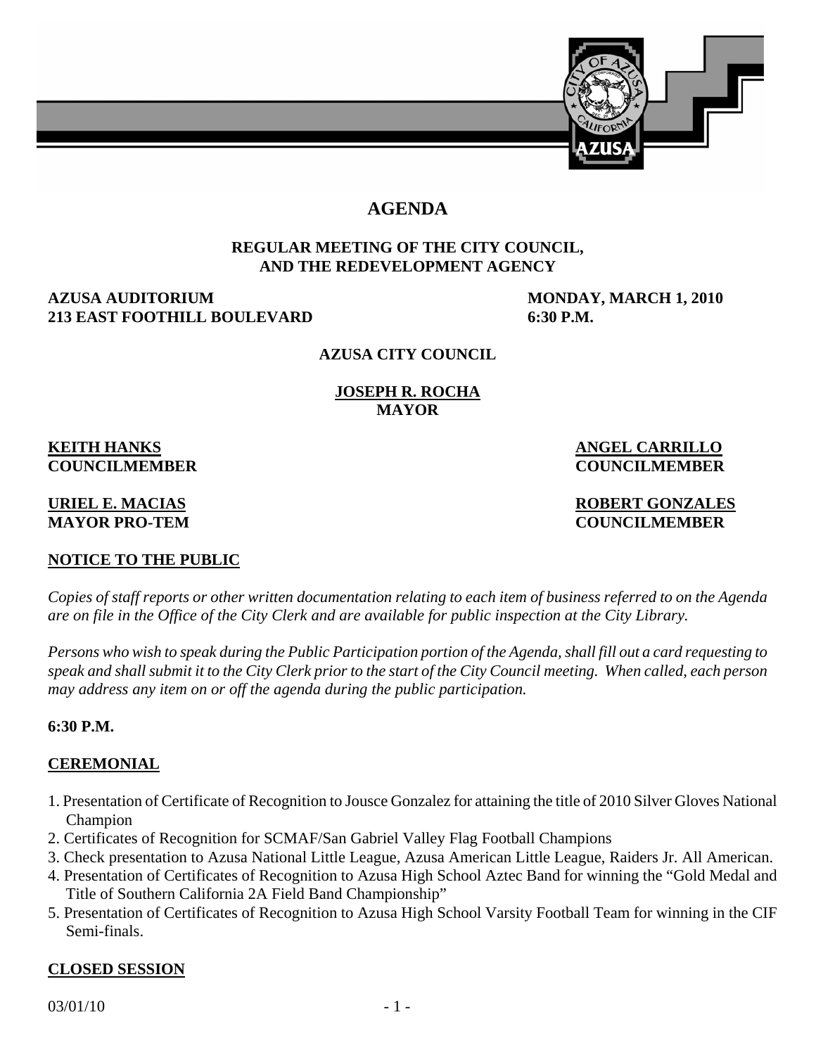# AGENDA

**REGULAR MEETING OF THE CITY COUNCIL, AND THE REDEVELOPMENT AGENCY**

**AZUSA AUDITORIUM**
**213 EAST FOOTHILL BOULEVARD**

**MONDAY, MARCH 1, 2010**
**6:30 P.M.**

**AZUSA CITY COUNCIL**

**JOSEPH R. ROCHA**
**MAYOR**

**KEITH HANKS**
**COUNCILMEMBER**

**ANGEL CARRILLO**
**COUNCILMEMBER**

**URIEL E. MACIAS**
**MAYOR PRO-TEM**

**ROBERT GONZALES**
**COUNCILMEMBER**

## NOTICE TO THE PUBLIC

*Copies of staff reports or other written documentation relating to each item of business referred to on the Agenda are on file in the Office of the City Clerk and are available for public inspection at the City Library.*

*Persons who wish to speak during the Public Participation portion of the Agenda, shall fill out a card requesting to speak and shall submit it to the City Clerk prior to the start of the City Council meeting. When called, each person may address any item on or off the agenda during the public participation.*

**6:30 P.M.**

## CEREMONIAL

1. Presentation of Certificate of Recognition to Jousce Gonzalez for attaining the title of 2010 Silver Gloves National Champion
2. Certificates of Recognition for SCMAF/San Gabriel Valley Flag Football Champions
3. Check presentation to Azusa National Little League, Azusa American Little League, Raiders Jr. All American.
4. Presentation of Certificates of Recognition to Azusa High School Aztec Band for winning the "Gold Medal and Title of Southern California 2A Field Band Championship"
5. Presentation of Certificates of Recognition to Azusa High School Varsity Football Team for winning in the CIF Semi-finals.

## CLOSED SESSION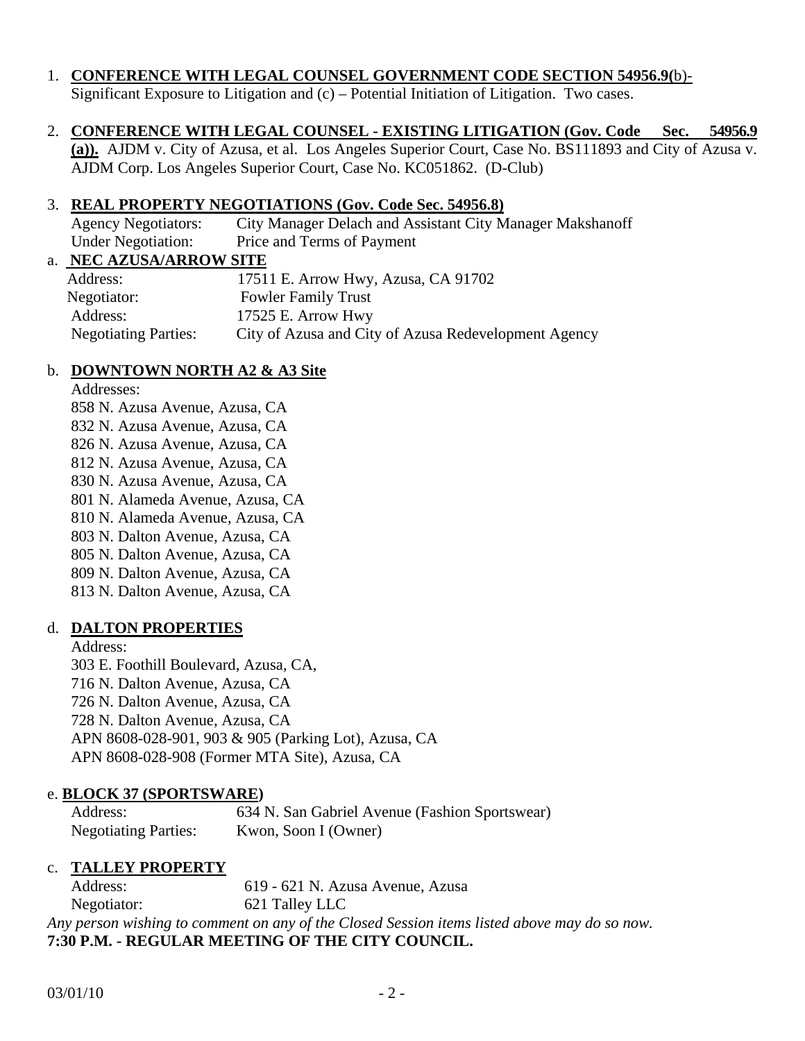1. **CONFERENCE WITH LEGAL COUNSEL GOVERNMENT CODE SECTION 54956.9(**b)- Significant Exposure to Litigation and (c) – Potential Initiation of Litigation. Two cases.

2. **CONFERENCE WITH LEGAL COUNSEL - EXISTING LITIGATION (Gov. Code Sec. 54956.9 (a)).** AJDM v. City of Azusa, et al. Los Angeles Superior Court, Case No. BS111893 and City of Azusa v. AJDM Corp. Los Angeles Superior Court, Case No. KC051862. (D-Club)

3. **REAL PROPERTY NEGOTIATIONS (Gov. Code Sec. 54956.8)**

   Agency Negotiators: City Manager Delach and Assistant City Manager Makshanoff
   Under Negotiation: Price and Terms of Payment

a. **NEC AZUSA/ARROW SITE**

   Address: 17511 E. Arrow Hwy, Azusa, CA 91702
   Negotiator: Fowler Family Trust
   Address: 17525 E. Arrow Hwy
   Negotiating Parties: City of Azusa and City of Azusa Redevelopment Agency

b. **DOWNTOWN NORTH A2 & A3 Site**

   Addresses:
   858 N. Azusa Avenue, Azusa, CA
   832 N. Azusa Avenue, Azusa, CA
   826 N. Azusa Avenue, Azusa, CA
   812 N. Azusa Avenue, Azusa, CA
   830 N. Azusa Avenue, Azusa, CA
   801 N. Alameda Avenue, Azusa, CA
   810 N. Alameda Avenue, Azusa, CA
   803 N. Dalton Avenue, Azusa, CA
   805 N. Dalton Avenue, Azusa, CA
   809 N. Dalton Avenue, Azusa, CA
   813 N. Dalton Avenue, Azusa, CA

d. **DALTON PROPERTIES**

   Address:
   303 E. Foothill Boulevard, Azusa, CA,
   716 N. Dalton Avenue, Azusa, CA
   726 N. Dalton Avenue, Azusa, CA
   728 N. Dalton Avenue, Azusa, CA
   APN 8608-028-901, 903 & 905 (Parking Lot), Azusa, CA
   APN 8608-028-908 (Former MTA Site), Azusa, CA

e. **BLOCK 37 (SPORTSWARE)**

   Address: 634 N. San Gabriel Avenue (Fashion Sportswear)
   Negotiating Parties: Kwon, Soon I (Owner)

c. **TALLEY PROPERTY**

   Address: 619 - 621 N. Azusa Avenue, Azusa
   Negotiator: 621 Talley LLC

*Any person wishing to comment on any of the Closed Session items listed above may do so now.*

**7:30 P.M. - REGULAR MEETING OF THE CITY COUNCIL.**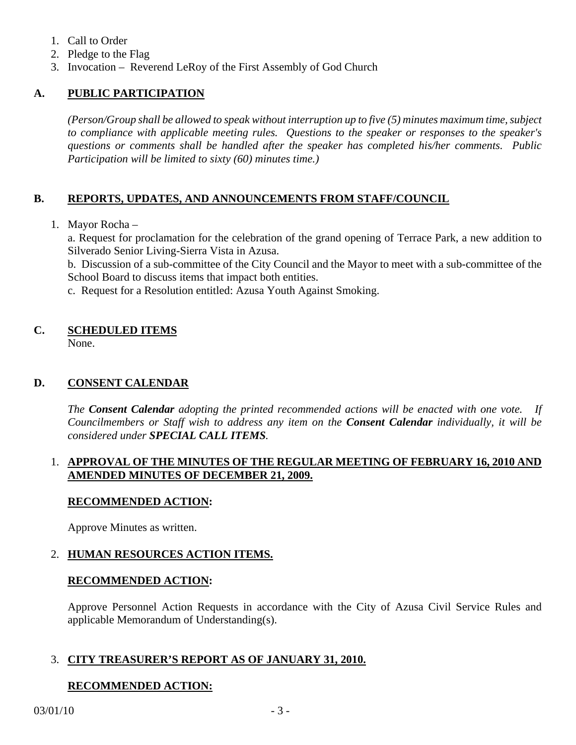1. Call to Order
2. Pledge to the Flag
3. Invocation – Reverend LeRoy of the First Assembly of God Church

## A. PUBLIC PARTICIPATION

*(Person/Group shall be allowed to speak without interruption up to five (5) minutes maximum time, subject to compliance with applicable meeting rules. Questions to the speaker or responses to the speaker's questions or comments shall be handled after the speaker has completed his/her comments. Public Participation will be limited to sixty (60) minutes time.)*

## B. REPORTS, UPDATES, AND ANNOUNCEMENTS FROM STAFF/COUNCIL

1. Mayor Rocha –

   a. Request for proclamation for the celebration of the grand opening of Terrace Park, a new addition to Silverado Senior Living-Sierra Vista in Azusa.

   b. Discussion of a sub-committee of the City Council and the Mayor to meet with a sub-committee of the School Board to discuss items that impact both entities.

   c. Request for a Resolution entitled: Azusa Youth Against Smoking.

## C. SCHEDULED ITEMS

None.

## D. CONSENT CALENDAR

*The* ***Consent Calendar*** *adopting the printed recommended actions will be enacted with one vote. If Councilmembers or Staff wish to address any item on the* ***Consent Calendar*** *individually, it will be considered under* ***SPECIAL CALL ITEMS****.*

1. **APPROVAL OF THE MINUTES OF THE REGULAR MEETING OF FEBRUARY 16, 2010 AND AMENDED MINUTES OF DECEMBER 21, 2009.**

   **RECOMMENDED ACTION:**

   Approve Minutes as written.

2. **HUMAN RESOURCES ACTION ITEMS.**

   **RECOMMENDED ACTION:**

   Approve Personnel Action Requests in accordance with the City of Azusa Civil Service Rules and applicable Memorandum of Understanding(s).

3. **CITY TREASURER'S REPORT AS OF JANUARY 31, 2010.**

   **RECOMMENDED ACTION:**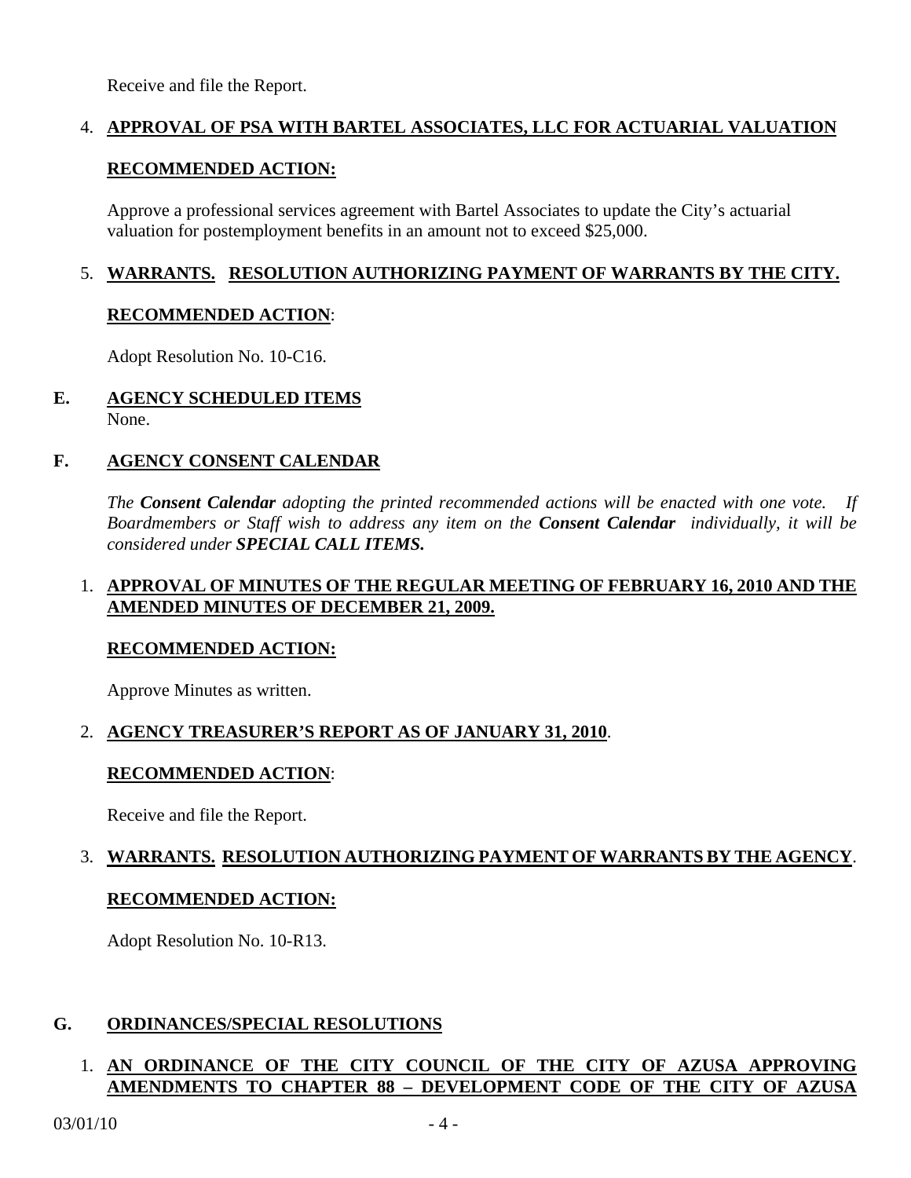Receive and file the Report.

4. **APPROVAL OF PSA WITH BARTEL ASSOCIATES, LLC FOR ACTUARIAL VALUATION**

   **RECOMMENDED ACTION:**

   Approve a professional services agreement with Bartel Associates to update the City's actuarial valuation for postemployment benefits in an amount not to exceed $25,000.

5. **WARRANTS. RESOLUTION AUTHORIZING PAYMENT OF WARRANTS BY THE CITY.**

   **RECOMMENDED ACTION**:

   Adopt Resolution No. 10-C16.

## E. AGENCY SCHEDULED ITEMS

None.

## F. AGENCY CONSENT CALENDAR

*The **Consent Calendar** adopting the printed recommended actions will be enacted with one vote. If Boardmembers or Staff wish to address any item on the **Consent Calendar** individually, it will be considered under **SPECIAL CALL ITEMS.***

1. **APPROVAL OF MINUTES OF THE REGULAR MEETING OF FEBRUARY 16, 2010 AND THE AMENDED MINUTES OF DECEMBER 21, 2009.**

   **RECOMMENDED ACTION:**

   Approve Minutes as written.

2. **AGENCY TREASURER'S REPORT AS OF JANUARY 31, 2010**.

   **RECOMMENDED ACTION**:

   Receive and file the Report.

3. **WARRANTS. RESOLUTION AUTHORIZING PAYMENT OF WARRANTS BY THE AGENCY**.

   **RECOMMENDED ACTION:**

   Adopt Resolution No. 10-R13.

## G. ORDINANCES/SPECIAL RESOLUTIONS

1. **AN ORDINANCE OF THE CITY COUNCIL OF THE CITY OF AZUSA APPROVING AMENDMENTS TO CHAPTER 88 – DEVELOPMENT CODE OF THE CITY OF AZUSA**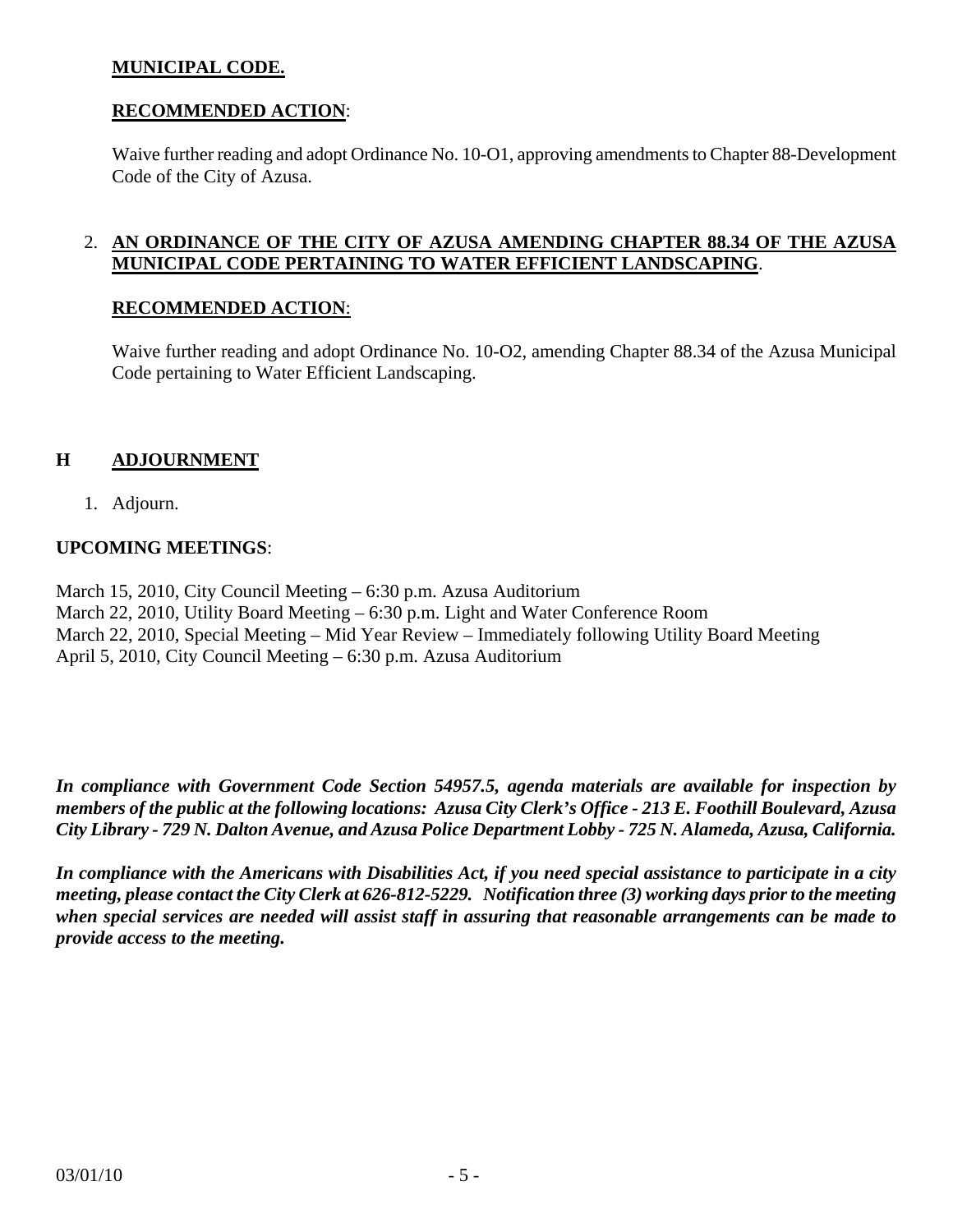**MUNICIPAL CODE.**

**RECOMMENDED ACTION**:

Waive further reading and adopt Ordinance No. 10-O1, approving amendments to Chapter 88-Development Code of the City of Azusa.

2. **AN ORDINANCE OF THE CITY OF AZUSA AMENDING CHAPTER 88.34 OF THE AZUSA MUNICIPAL CODE PERTAINING TO WATER EFFICIENT LANDSCAPING**.

   **RECOMMENDED ACTION**:

   Waive further reading and adopt Ordinance No. 10-O2, amending Chapter 88.34 of the Azusa Municipal Code pertaining to Water Efficient Landscaping.

## H ADJOURNMENT

1. Adjourn.

**UPCOMING MEETINGS**:

March 15, 2010, City Council Meeting – 6:30 p.m. Azusa Auditorium
March 22, 2010, Utility Board Meeting – 6:30 p.m. Light and Water Conference Room
March 22, 2010, Special Meeting – Mid Year Review – Immediately following Utility Board Meeting
April 5, 2010, City Council Meeting – 6:30 p.m. Azusa Auditorium

***In compliance with Government Code Section 54957.5, agenda materials are available for inspection by members of the public at the following locations: Azusa City Clerk's Office - 213 E. Foothill Boulevard, Azusa City Library - 729 N. Dalton Avenue, and Azusa Police Department Lobby - 725 N. Alameda, Azusa, California.***

***In compliance with the Americans with Disabilities Act, if you need special assistance to participate in a city meeting, please contact the City Clerk at 626-812-5229. Notification three (3) working days prior to the meeting when special services are needed will assist staff in assuring that reasonable arrangements can be made to provide access to the meeting.***

03/01/10